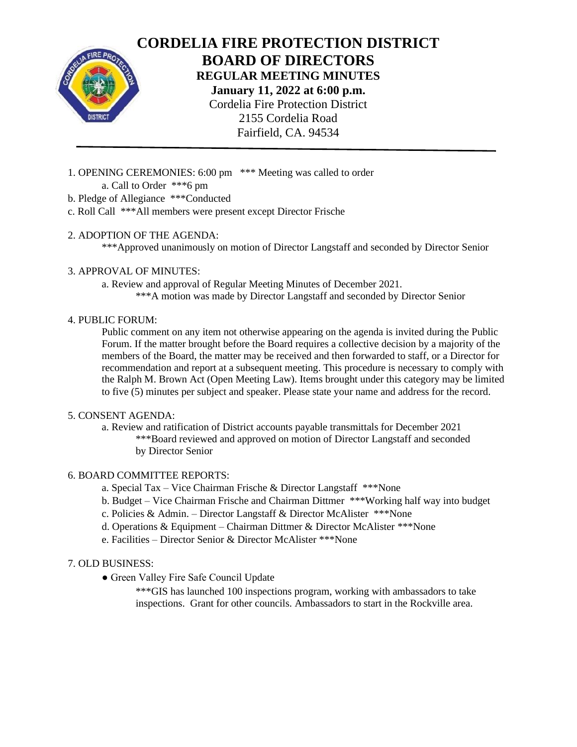# CORDELIA FIRE PROTECTION DISTRICT
# BOARD OF DIRECTORS
## REGULAR MEETING MINUTES
**January 11, 2022 at 6:00 p.m.**

Cordelia Fire Protection District
2155 Cordelia Road
Fairfield, CA. 94534

---

1. OPENING CEREMONIES: 6:00 pm *** Meeting was called to order
   - a. Call to Order ***6 pm
   - b. Pledge of Allegiance ***Conducted
   - c. Roll Call ***All members were present except Director Frische

2. ADOPTION OF THE AGENDA:
   ***Approved unanimously on motion of Director Langstaff and seconded by Director Senior

3. APPROVAL OF MINUTES:
   - a. Review and approval of Regular Meeting Minutes of December 2021.
     ***A motion was made by Director Langstaff and seconded by Director Senior

4. PUBLIC FORUM:
   Public comment on any item not otherwise appearing on the agenda is invited during the Public Forum. If the matter brought before the Board requires a collective decision by a majority of the members of the Board, the matter may be received and then forwarded to staff, or a Director for recommendation and report at a subsequent meeting. This procedure is necessary to comply with the Ralph M. Brown Act (Open Meeting Law). Items brought under this category may be limited to five (5) minutes per subject and speaker. Please state your name and address for the record.

5. CONSENT AGENDA:
   - a. Review and ratification of District accounts payable transmittals for December 2021
     ***Board reviewed and approved on motion of Director Langstaff and seconded by Director Senior

6. BOARD COMMITTEE REPORTS:
   - a. Special Tax – Vice Chairman Frische & Director Langstaff ***None
   - b. Budget – Vice Chairman Frische and Chairman Dittmer ***Working half way into budget
   - c. Policies & Admin. – Director Langstaff & Director McAlister ***None
   - d. Operations & Equipment – Chairman Dittmer & Director McAlister ***None
   - e. Facilities – Director Senior & Director McAlister ***None

7. OLD BUSINESS:
   - Green Valley Fire Safe Council Update
     ***GIS has launched 100 inspections program, working with ambassadors to take inspections. Grant for other councils. Ambassadors to start in the Rockville area.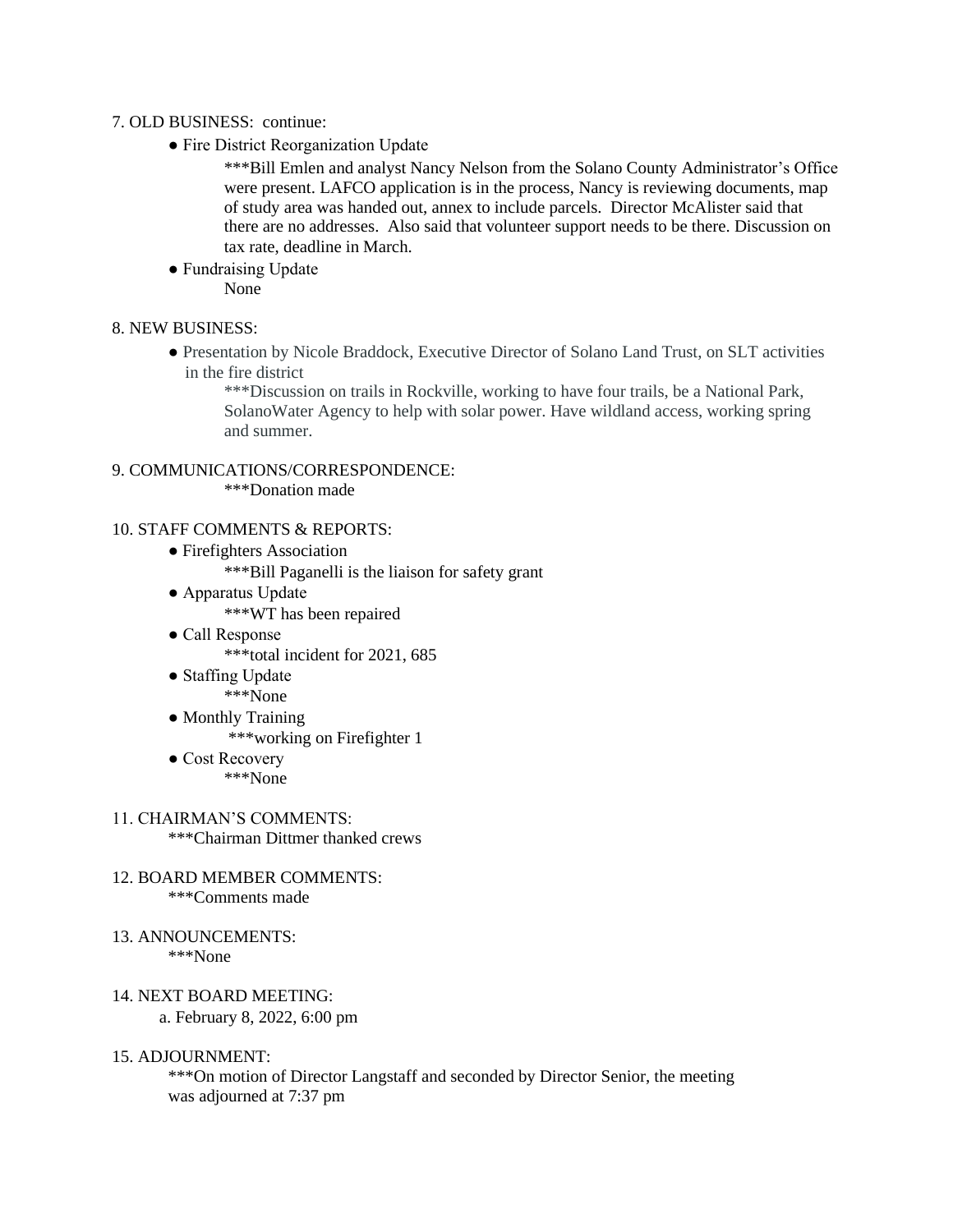7. OLD BUSINESS: continue:

- Fire District Reorganization Update

  ***Bill Emlen and analyst Nancy Nelson from the Solano County Administrator's Office were present. LAFCO application is in the process, Nancy is reviewing documents, map of study area was handed out, annex to include parcels. Director McAlister said that there are no addresses. Also said that volunteer support needs to be there. Discussion on tax rate, deadline in March.

- Fundraising Update

  None

8. NEW BUSINESS:

- Presentation by Nicole Braddock, Executive Director of Solano Land Trust, on SLT activities in the fire district

  ***Discussion on trails in Rockville, working to have four trails, be a National Park, SolanoWater Agency to help with solar power. Have wildland access, working spring and summer.

9. COMMUNICATIONS/CORRESPONDENCE:

  ***Donation made

10. STAFF COMMENTS & REPORTS:

- Firefighters Association

  ***Bill Paganelli is the liaison for safety grant

- Apparatus Update

  ***WT has been repaired

- Call Response

  ***total incident for 2021, 685

- Staffing Update

  ***None

- Monthly Training

  ***working on Firefighter 1

- Cost Recovery

  ***None

11. CHAIRMAN'S COMMENTS:

  ***Chairman Dittmer thanked crews

12. BOARD MEMBER COMMENTS:

  ***Comments made

13. ANNOUNCEMENTS:

  ***None

14. NEXT BOARD MEETING:

  a. February 8, 2022, 6:00 pm

15. ADJOURNMENT:

  ***On motion of Director Langstaff and seconded by Director Senior, the meeting was adjourned at 7:37 pm